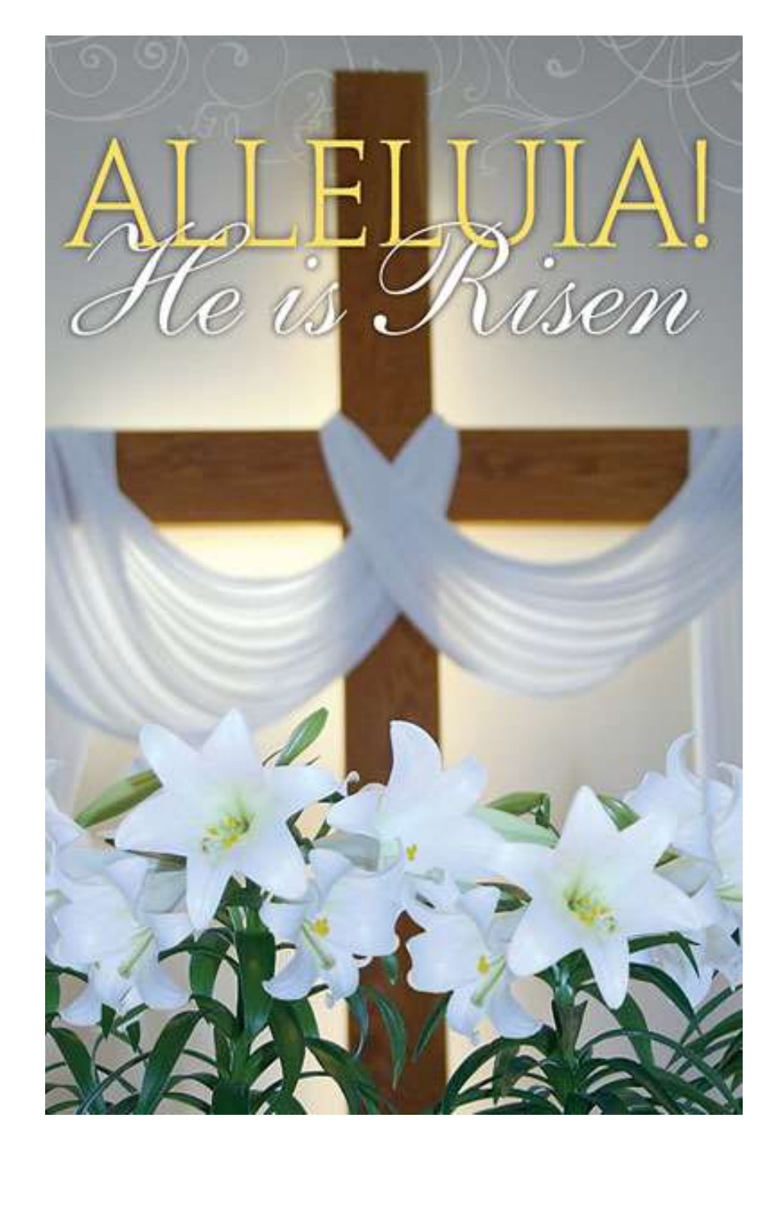# ALLELUIA!

## *He is Risen*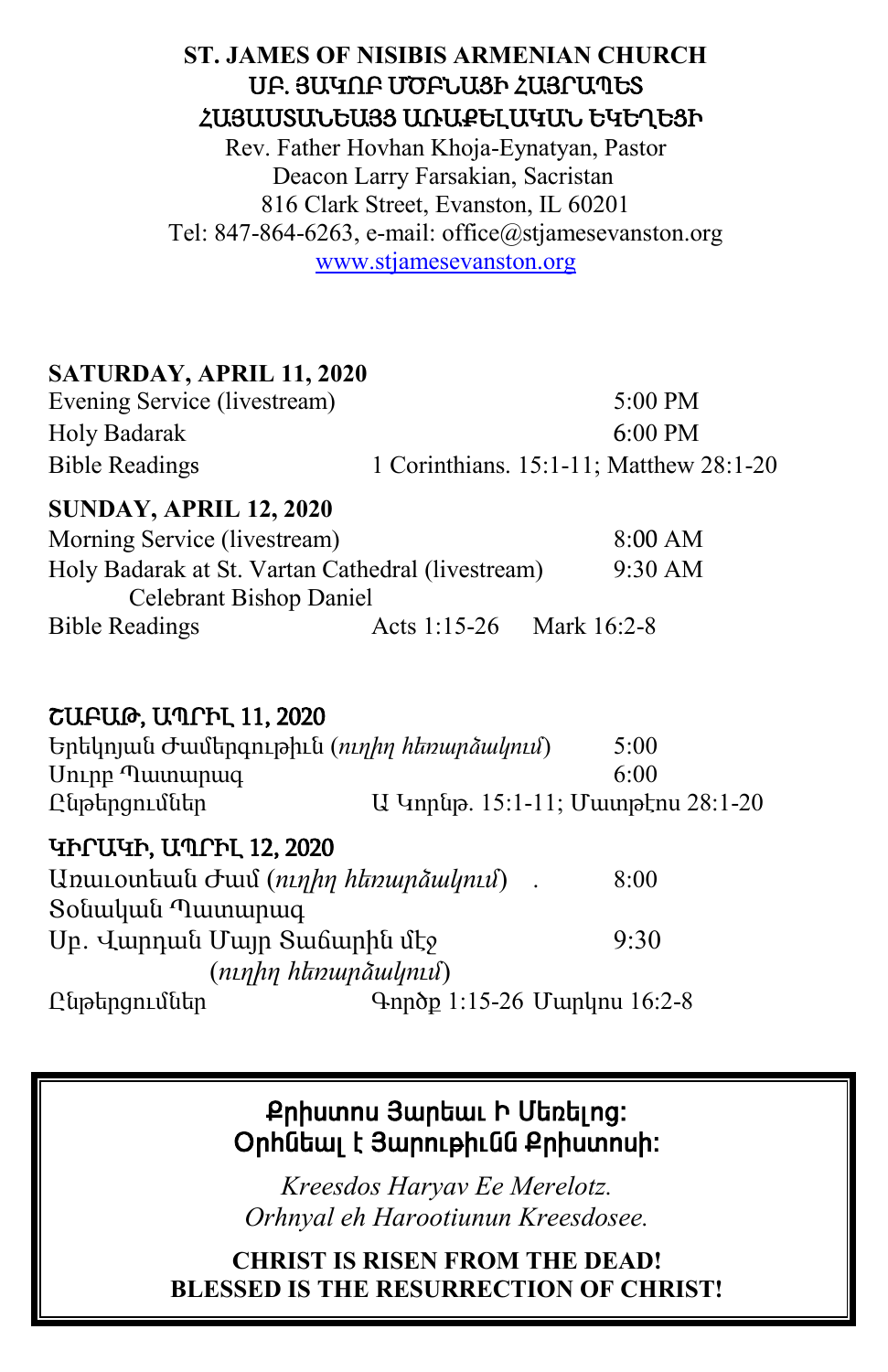**ST. JAMES OF NISIBIS ARMENIAN CHURCH**
**ՍԲ. ՅԱԿՈԲ ՄԾԲՆԱՅԻ ՀԱՅՐԱՊԵՏ**
**ՀԱՅԱՍՏԱՆԵԱՅՑ ԱՌԱՔԵԼԱԿԱՆ ԵԿԵՂԵՑԻ**

Rev. Father Hovhan Khoja-Eynatyan, Pastor
Deacon Larry Farsakian, Sacristan
816 Clark Street, Evanston, IL 60201
Tel: 847-864-6263, e-mail: office@stjamesevanston.org
www.stjamesevanston.org

**SATURDAY, APRIL 11, 2020**

| | | |
|---|---|---|
| Evening Service (livestream) | | 5:00 PM |
| Holy Badarak | | 6:00 PM |
| Bible Readings | 1 Corinthians. 15:1-11; Matthew 28:1-20 | |

**SUNDAY, APRIL 12, 2020**

| | | |
|---|---|---|
| Morning Service (livestream) | | 8:00 AM |
| Holy Badarak at St. Vartan Cathedral (livestream) Celebrant Bishop Daniel | | 9:30 AM |
| Bible Readings | Acts 1:15-26 Mark 16:2-8 | |

**ՇԱԲԱԹ, ԱՊՐԻԼ 11, 2020**

| | | |
|---|---|---|
| Երեկոյան Ժամերգութիւն (*ուղիղ հեռարձակում*) | | 5:00 |
| Սուրբ Պատարագ | | 6:00 |
| Ընթերցումներ | Ա Կորնթ. 15:1-11; Մատթէոս 28:1-20 | |

**ԿԻՐԱԿԻ, ԱՊՐԻԼ 12, 2020**

| | | |
|---|---|---|
| Առաւօտեան Ժամ (*ուղիղ հեռարձակում*) . | | 8:00 |
| Տօնական Պատարագ Սբ. Վարդան Մայր Տաճարին մէջ (*ուղիղ հեռարձակում*) | | 9:30 |
| Ընթերցումներ | Գործք 1:15-26 Մարկոս 16:2-8 | |

**Քրիստոս Յարեաւ Ի Մեռելոց:**
**Օրհնեալ է Յարութիւնն Քրիստոսի:**

*Kreesdos Haryav Ee Merelotz.*
*Orhnyal eh Harootiunun Kreesdosee.*

**CHRIST IS RISEN FROM THE DEAD!**
**BLESSED IS THE RESURRECTION OF CHRIST!**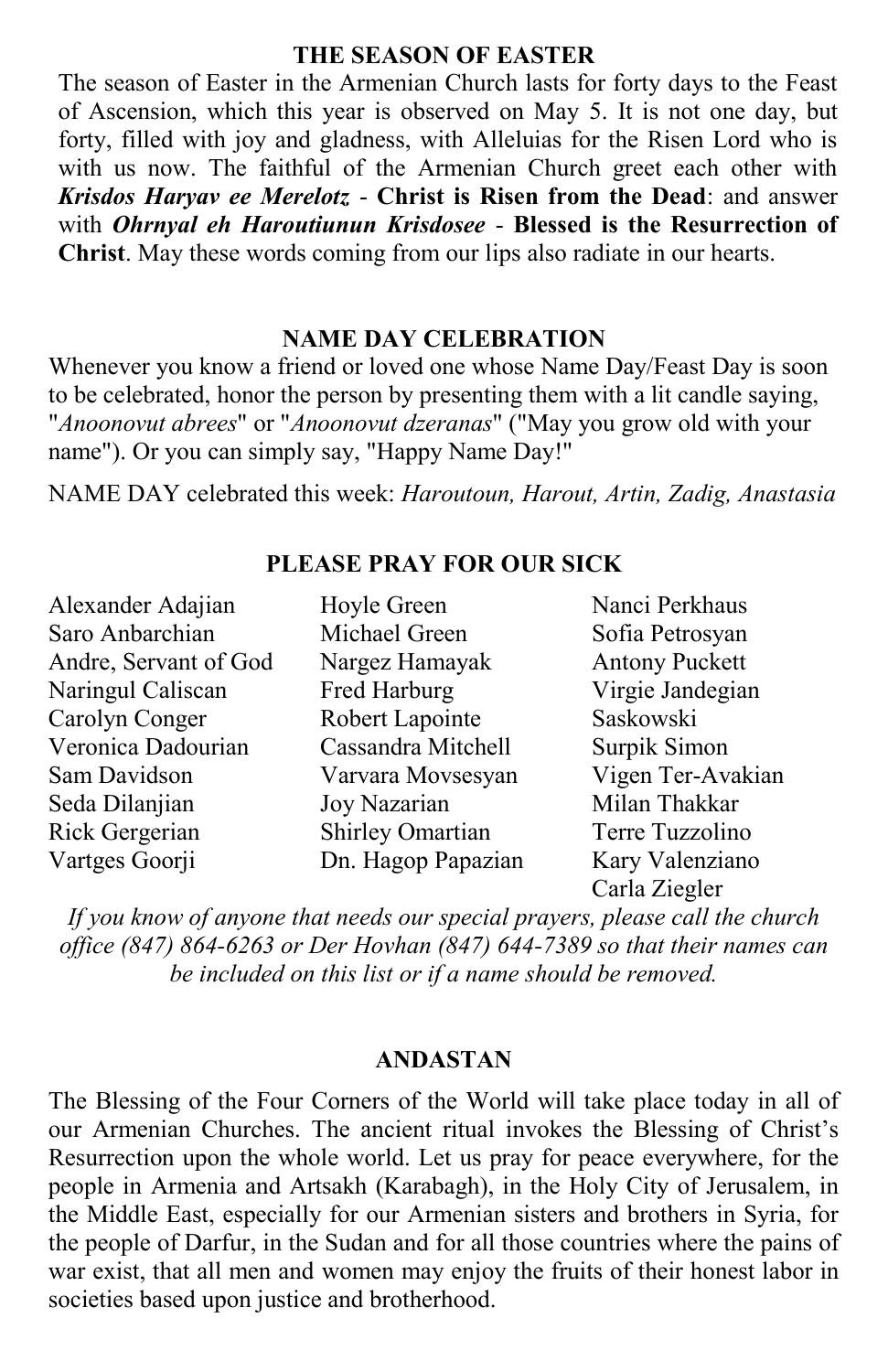## THE SEASON OF EASTER

The season of Easter in the Armenian Church lasts for forty days to the Feast of Ascension, which this year is observed on May 5. It is not one day, but forty, filled with joy and gladness, with Alleluias for the Risen Lord who is with us now. The faithful of the Armenian Church greet each other with ***Krisdos Haryav ee Merelotz*** - **Christ is Risen from the Dead**: and answer with ***Ohrnyal eh Haroutiunun Krisdosee*** - **Blessed is the Resurrection of Christ**. May these words coming from our lips also radiate in our hearts.

## NAME DAY CELEBRATION

Whenever you know a friend or loved one whose Name Day/Feast Day is soon to be celebrated, honor the person by presenting them with a lit candle saying, "*Anoonovut abrees*" or "*Anoonovut dzeranas*" ("May you grow old with your name"). Or you can simply say, "Happy Name Day!"

NAME DAY celebrated this week: *Haroutoun, Harout, Artin, Zadig, Anastasia*

## PLEASE PRAY FOR OUR SICK

Alexander Adajian
Saro Anbarchian
Andre, Servant of God
Naringul Caliscan
Carolyn Conger
Veronica Dadourian
Sam Davidson
Seda Dilanjian
Rick Gergerian
Vartges Goorji
Hoyle Green
Michael Green
Nargez Hamayak
Fred Harburg
Robert Lapointe
Cassandra Mitchell
Varvara Movsesyan
Joy Nazarian
Shirley Omartian
Dn. Hagop Papazian
Nanci Perkhaus
Sofia Petrosyan
Antony Puckett
Virgie Jandegian
Saskowski
Surpik Simon
Vigen Ter-Avakian
Milan Thakkar
Terre Tuzzolino
Kary Valenziano
Carla Ziegler

*If you know of anyone that needs our special prayers, please call the church office (847) 864-6263 or Der Hovhan (847) 644-7389 so that their names can be included on this list or if a name should be removed.*

## ANDASTAN

The Blessing of the Four Corners of the World will take place today in all of our Armenian Churches. The ancient ritual invokes the Blessing of Christ's Resurrection upon the whole world. Let us pray for peace everywhere, for the people in Armenia and Artsakh (Karabagh), in the Holy City of Jerusalem, in the Middle East, especially for our Armenian sisters and brothers in Syria, for the people of Darfur, in the Sudan and for all those countries where the pains of war exist, that all men and women may enjoy the fruits of their honest labor in societies based upon justice and brotherhood.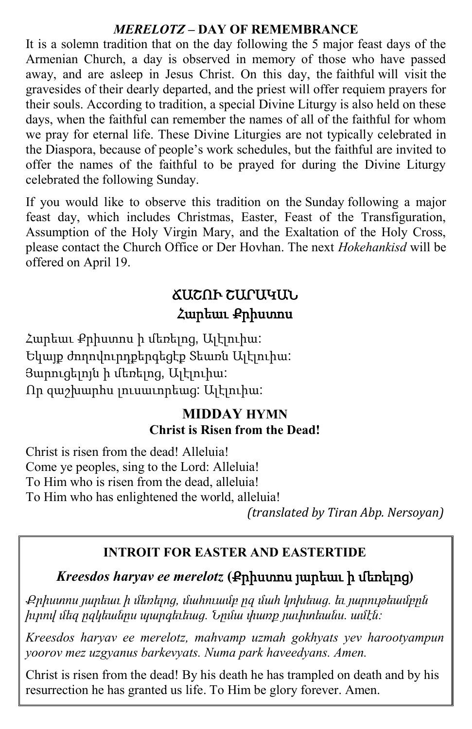### *MERELOTZ* – DAY OF REMEMBRANCE

It is a solemn tradition that on the day following the 5 major feast days of the Armenian Church, a day is observed in memory of those who have passed away, and are asleep in Jesus Christ. On this day, the faithful will visit the gravesides of their dearly departed, and the priest will offer requiem prayers for their souls. According to tradition, a special Divine Liturgy is also held on these days, when the faithful can remember the names of all of the faithful for whom we pray for eternal life. These Divine Liturgies are not typically celebrated in the Diaspora, because of people's work schedules, but the faithful are invited to offer the names of the faithful to be prayed for during the Divine Liturgy celebrated the following Sunday.

If you would like to observe this tradition on the Sunday following a major feast day, which includes Christmas, Easter, Feast of the Transfiguration, Assumption of the Holy Virgin Mary, and the Exaltation of the Holy Cross, please contact the Church Office or Der Hovhan. The next *Hokehankisd* will be offered on April 19.

## ՃԱՇՈՒ ՇԱՐԱԿԱՆ
### Հարեաւ Քրիստոս

Հարեաւ Քրիստոս ի մեռելոց, Ալէլուիա:
Եկայք ժողովուրդքերգեցէք Տեառն Ալէլուիա:
Յարուցելոյն ի մեռելոց, Ալէլուիա:
Որ զաշխարհս լուսաւորեաց: Ալէլուիա:

### MIDDAY HYMN
**Christ is Risen from the Dead!**

Christ is risen from the dead! Alleluia!
Come ye peoples, sing to the Lord: Alleluia!
To Him who is risen from the dead, alleluia!
To Him who has enlightened the world, alleluia!

*(translated by Tiran Abp. Nersoyan)*

### INTROIT FOR EASTER AND EASTERTIDE

***Kreesdos haryav ee merelotz* (Քրիստոս յարեաւ ի մեռելոց)**

*Քրիստոս յարեաւ ի մեռելոց, մահուամբ ըզ մահ կոխեաց. եւ յարութեամբըն իւրով մեզ ըզկեանըս պարգեւեաց. Նըմա փառք յաւիտեանս. ամէն:*

*Kreesdos haryav ee merelotz, mahvamp uzmah gokhyats yev harootyampun yoorov mez uzgyanus barkevyats. Numa park haveedyans. Amen.*

Christ is risen from the dead! By his death he has trampled on death and by his resurrection he has granted us life. To Him be glory forever. Amen.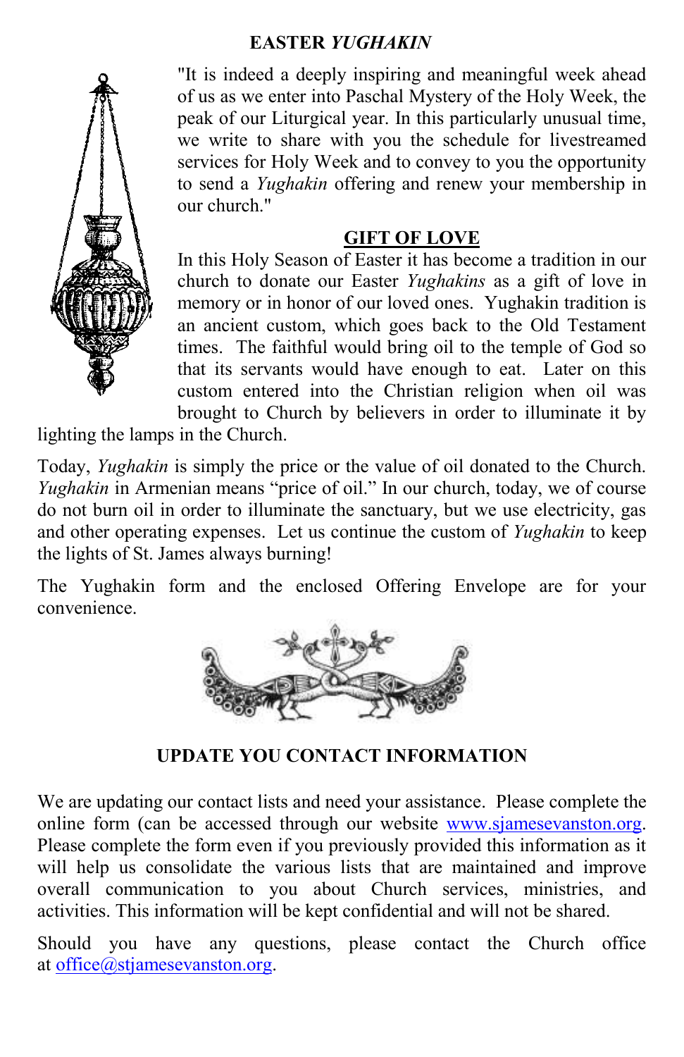## EASTER *YUGHAKIN*

"It is indeed a deeply inspiring and meaningful week ahead of us as we enter into Paschal Mystery of the Holy Week, the peak of our Liturgical year. In this particularly unusual time, we write to share with you the schedule for livestreamed services for Holy Week and to convey to you the opportunity to send a *Yughakin* offering and renew your membership in our church."

## GIFT OF LOVE

In this Holy Season of Easter it has become a tradition in our church to donate our Easter *Yughakins* as a gift of love in memory or in honor of our loved ones. Yughakin tradition is an ancient custom, which goes back to the Old Testament times. The faithful would bring oil to the temple of God so that its servants would have enough to eat. Later on this custom entered into the Christian religion when oil was brought to Church by believers in order to illuminate it by lighting the lamps in the Church.

Today, *Yughakin* is simply the price or the value of oil donated to the Church. *Yughakin* in Armenian means "price of oil." In our church, today, we of course do not burn oil in order to illuminate the sanctuary, but we use electricity, gas and other operating expenses. Let us continue the custom of *Yughakin* to keep the lights of St. James always burning!

The Yughakin form and the enclosed Offering Envelope are for your convenience.

## UPDATE YOU CONTACT INFORMATION

We are updating our contact lists and need your assistance. Please complete the online form (can be accessed through our website [www.sjamesevanston.org](www.sjamesevanston.org). Please complete the form even if you previously provided this information as it will help us consolidate the various lists that are maintained and improve overall communication to you about Church services, ministries, and activities. This information will be kept confidential and will not be shared.

Should you have any questions, please contact the Church office at [office@stjamesevanston.org](mailto:office@stjamesevanston.org).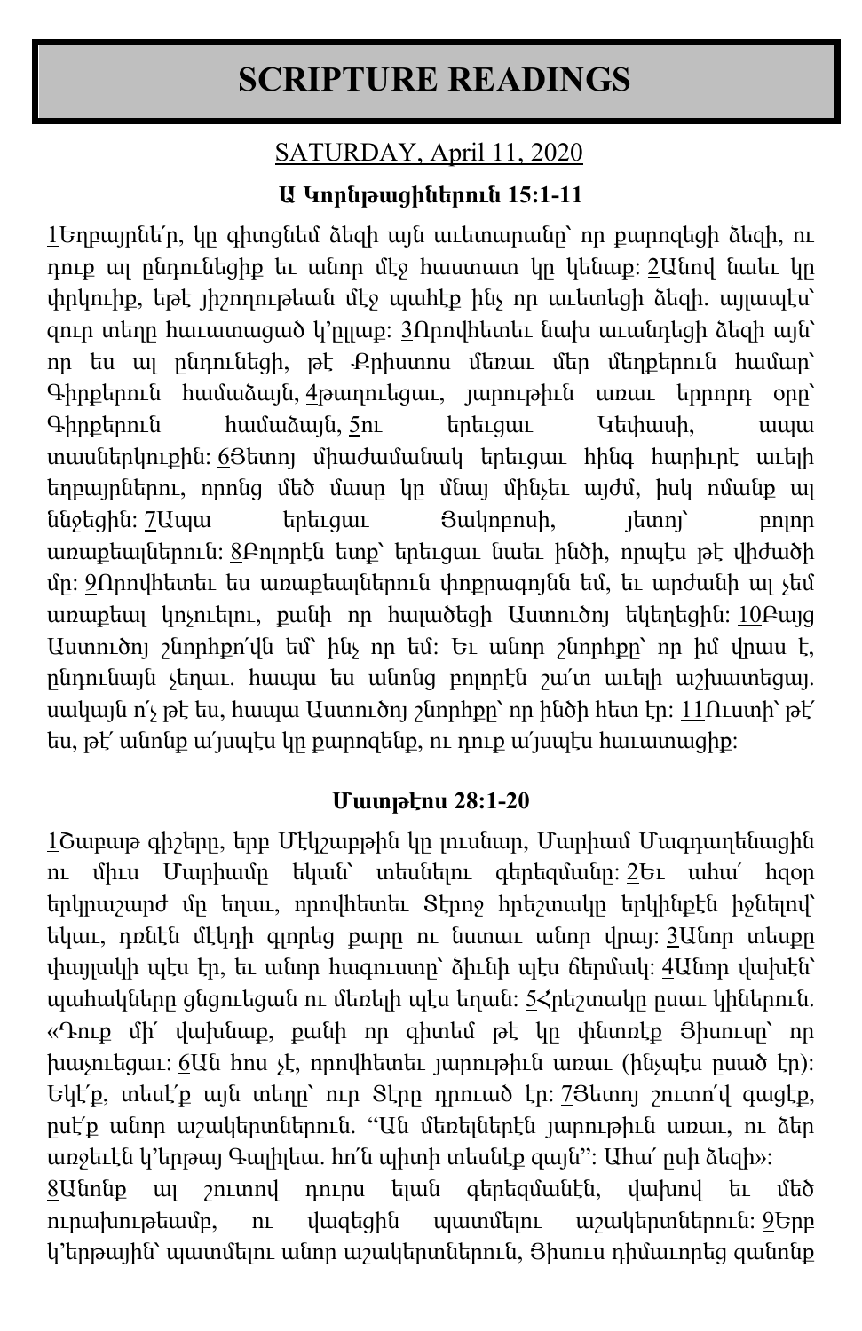# SCRIPTURE READINGS

SATURDAY, April 11, 2020

**Ա Կորնթացիներուն 15:1-11**

1Եղբայրնե՛ր, կը գիտցնեմ ձեզի այն աւետարանը՝ որ քարոզեցի ձեզի, ու դուք ալ ընդունեցիք եւ անոր մէջ հաստատ կը կենաք: 2Անով նաեւ կը փրկուիք, եթէ յիշողութեան մէջ պահէք ինչ որ աւետեցի ձեզի. այլապէս՝ զուր տեղը հաւատացած կ'ըլլաք: 3Որովհետեւ նախ աւանդեցի ձեզի այն՝ որ ես ալ ընդունեցի, թէ Քրիստոս մեռաւ մեր մեղքերուն համար՝ Գիրքերուն համաձայն, 4թաղուեցաւ, յարութիւն առաւ երրորդ օրը՝ Գիրքերուն համաձայն, 5ու երեւցաւ Կեփասի, ապա տասներկուքին: 6Յետոյ միաժամանակ երեւցաւ հինգ հարիւրէ աւելի եղբայրներու, որոնց մեծ մասը կը մնայ մինչեւ այժմ, իսկ ոմանք ալ ննջեցին: 7Ապա երեւցաւ Յակոբոսի, յետոյ՝ բոլոր առաքեալներուն: 8Բոլորէն ետք՝ երեւցաւ նաեւ ինծի, որպէս թէ վիժածի մը: 9Որովհետեւ ես առաքեալներուն փոքրագոյնն եմ, եւ արժանի ալ չեմ առաքեալ կոչուելու, քանի որ հալածեցի Աստուծոյ եկեղեցին: 10Բայց Աստուծոյ շնորհքո՛վն եմ՝ ինչ որ եմ: Եւ անոր շնորհքը՝ որ իմ վրաս է, ընդունայն չեղաւ. հապա ես անոնց բոլորէն շա՜տ աւելի աշխատեցայ. սակայն ո՛չ թէ ես, հապա Աստուծոյ շնորհքը՝ որ ինծի հետ էր: 11Ուստի՝ թէ՛ ես, թէ՛ անոնք ա՛յսպէս կը քարոզենք, ու դուք ա՛յսպէս հաւատացիք:

**Մատթէոս 28:1-20**

1Շաբաթ գիշերը, երբ Մէկշաբթին կը լուսնար, Մարիամ Մագդաղենացին ու միւս Մարիամը եկան՝ տեսնելու գերեզմանը: 2Եւ ահա՛ հզօր երկրաշարժ մը եղաւ, որովհետեւ Տէրոջ հրեշտակը երկինքէն իջնելով՝ եկաւ, դռնէն մէկդի գլորեց քարը ու նստաւ անոր վրայ: 3Անոր տեսքը փայլակի պէս էր, եւ անոր հագուստը՝ ձիւնի պէս ճերմակ: 4Անոր վախէն՝ պահակները ցնցուեցան ու մեռելի պէս եղան: 5Հրեշտակը ըսաւ կիներուն. «Դուք մի՛ վախնաք, քանի որ գիտեմ թէ կը փնտռէք Յիսուսը՝ որ խաչուեցաւ: 6Ան հոս չէ, որովհետեւ յարութիւն առաւ (ինչպէս ըսած էր): Եկէ՛ք, տեսէ՛ք այն տեղը՝ ուր Տէրը դրուած էր: 7Յետոյ շուտո՛վ գացէք, ըսէ՛ք անոր աշակերտներուն. "Ան մեռելներէն յարութիւն առաւ, ու ձեր առջեւէն կ'երթայ Գալիլեա. հո՛ն պիտի տեսնէք զայն": Ահա՛ ըսի ձեզի»:

8Անոնք ալ շուտով դուրս ելան գերեզմանէն, վախով եւ մեծ ուրախութեամբ, ու վազեցին պատմելու աշակերտներուն: 9Երբ կ'երթային՝ պատմելու անոր աշակերտներուն, Յիսուս դիմաւորեց զանոնք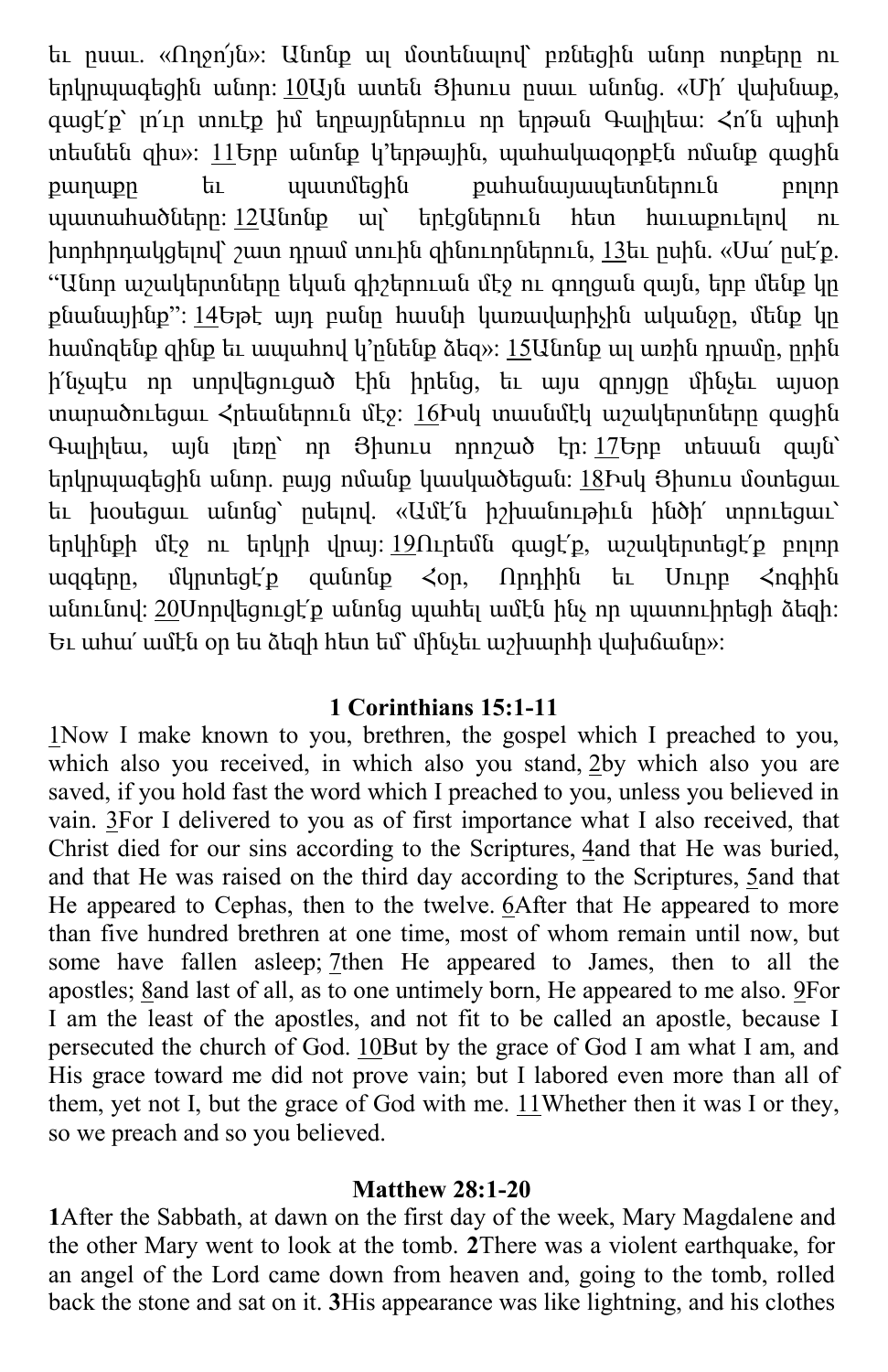եւ ըսաւ. «Ողջո՜յն»: Անոնք ալ մօտենալով՝ բռնեցին անոր ոտքերը ու երկրպագեցին անոր: 10Այն ատեն Յիսուս ըսաւ անոնց. «Մի՛ վախնաք, գացէ՛ք՝ լո՛ւր տուէք իմ եղբայրներուս որ երթան Գալիլեա: Հո՛ն պիտի տեսնեն զիս»: 11Երբ անոնք կ՚երթային, պահակազօրքէն ոմանք գացին քաղաքը եւ պատմեցին քահանայապետներուն բոլոր պատահածները: 12Անոնք ալ՝ երէցներուն հետ հաւաքուելով ու խորհրդակցելով՝ շատ դրամ տուին զինուորներուն, 13եւ ըսին. «Սա՛ ըսէ՛ք. "Անոր աշակերտները եկան գիշերուան մէջ ու գողցան զայն, երբ մենք կը քնանայինք": 14Եթէ այդ բանը հասնի կառավարիչին ականջը, մենք կը համոզենք զինք եւ ապահով կ՚ընենք ձեզ»: 15Անոնք ալ առին դրամը, ըրին ի՛նչպէս որ սորվեցուցած էին իրենց, եւ այս զրոյցը մինչեւ այսօր տարածուեցաւ Հրեաներուն մէջ: 16Իսկ տասնմէկ աշակերտները գացին Գալիլեա, այն լեռը՝ որ Յիսուս որոշած էր: 17Երբ տեսան զայն՝ երկրպագեցին անոր. բայց ոմանք կասկածեցան: 18Իսկ Յիսուս մօտեցաւ եւ խօսեցաւ անոնց՝ ըսելով. «Ամէ՛ն իշխանութիւն ինծի՛ տրուեցաւ՝ երկինքի մէջ ու երկրի վրայ: 19Ուրեմն գացէ՛ք, աշակերտեցէ՛ք բոլոր ազգերը, մկրտեցէ՛ք զանոնք Հօր, Որդիին եւ Սուրբ Հոգիին անունով: 20Սորվեցուցէ՛ք անոնց պահել ամէն ինչ որ պատուիրեցի ձեզի: Եւ ահա՛ ամէն օր ես ձեզի հետ եմ՝ մինչեւ աշխարհի վախճանը»:

**1 Corinthians 15:1-11**

1Now I make known to you, brethren, the gospel which I preached to you, which also you received, in which also you stand, 2by which also you are saved, if you hold fast the word which I preached to you, unless you believed in vain. 3For I delivered to you as of first importance what I also received, that Christ died for our sins according to the Scriptures, 4and that He was buried, and that He was raised on the third day according to the Scriptures, 5and that He appeared to Cephas, then to the twelve. 6After that He appeared to more than five hundred brethren at one time, most of whom remain until now, but some have fallen asleep; 7then He appeared to James, then to all the apostles; 8and last of all, as to one untimely born, He appeared to me also. 9For I am the least of the apostles, and not fit to be called an apostle, because I persecuted the church of God. 10But by the grace of God I am what I am, and His grace toward me did not prove vain; but I labored even more than all of them, yet not I, but the grace of God with me. 11Whether then it was I or they, so we preach and so you believed.

**Matthew 28:1-20**

**1**After the Sabbath, at dawn on the first day of the week, Mary Magdalene and the other Mary went to look at the tomb. **2**There was a violent earthquake, for an angel of the Lord came down from heaven and, going to the tomb, rolled back the stone and sat on it. **3**His appearance was like lightning, and his clothes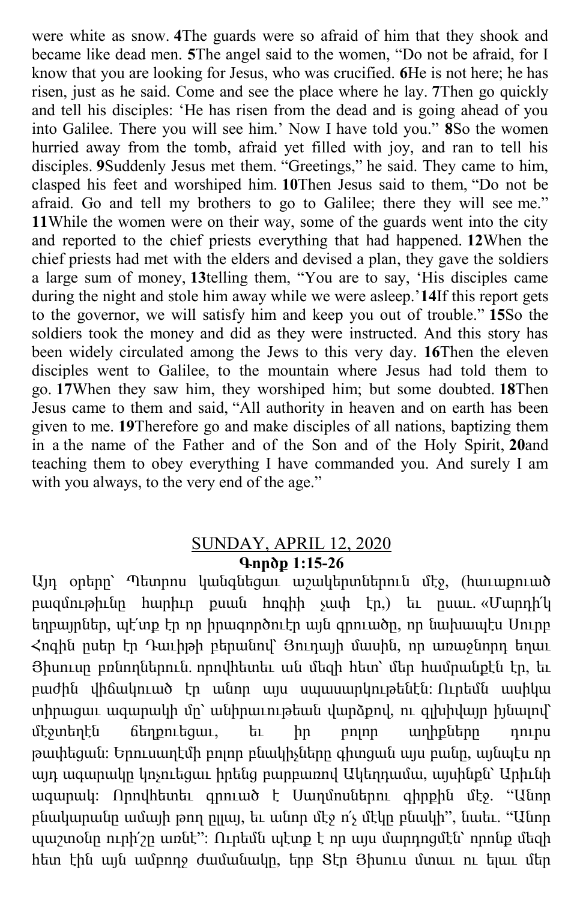were white as snow. **4**The guards were so afraid of him that they shook and became like dead men. **5**The angel said to the women, "Do not be afraid, for I know that you are looking for Jesus, who was crucified. **6**He is not here; he has risen, just as he said. Come and see the place where he lay. **7**Then go quickly and tell his disciples: 'He has risen from the dead and is going ahead of you into Galilee. There you will see him.' Now I have told you." **8**So the women hurried away from the tomb, afraid yet filled with joy, and ran to tell his disciples. **9**Suddenly Jesus met them. "Greetings," he said. They came to him, clasped his feet and worshiped him. **10**Then Jesus said to them, "Do not be afraid. Go and tell my brothers to go to Galilee; there they will see me." **11**While the women were on their way, some of the guards went into the city and reported to the chief priests everything that had happened. **12**When the chief priests had met with the elders and devised a plan, they gave the soldiers a large sum of money, **13**telling them, "You are to say, 'His disciples came during the night and stole him away while we were asleep.' **14**If this report gets to the governor, we will satisfy him and keep you out of trouble." **15**So the soldiers took the money and did as they were instructed. And this story has been widely circulated among the Jews to this very day. **16**Then the eleven disciples went to Galilee, to the mountain where Jesus had told them to go. **17**When they saw him, they worshiped him; but some doubted. **18**Then Jesus came to them and said, "All authority in heaven and on earth has been given to me. **19**Therefore go and make disciples of all nations, baptizing them in a the name of the Father and of the Son and of the Holy Spirit, **20**and teaching them to obey everything I have commanded you. And surely I am with you always, to the very end of the age."

## SUNDAY, APRIL 12, 2020

**Գործք 1:15-26**

Այդ օրերը՝ Պետրոս կանգնեցաւ աշակերտներուն մէջ, (հաւաքուած բազմութիւնը հարիւր քսան հոգիի չափ էր,) եւ ըսաւ. «Մարդի՛կ եղբայրներ, պէ՛տք էր որ իրագործուէր այն գրուածը, որ նախապէս Սուրբ Հոգին ըսեր էր Դաւիթի բերանով՝ Յուդայի մասին, որ առաջնորդ եղաւ Յիսուսը բռնողներուն. որովհետեւ ան մեզի հետ՝ մեր համրանքէն էր, եւ բաժին վիճակուած էր անոր այս սպասարկութենէն։ Ուրեմն ասիկա տիրացաւ ագարակի մը՝ անիրաւութեան վարձքով, ու գլխիվայր իյնալով՝ մէջտեղէն ճեղքուեցաւ, եւ իր բոլոր աղիքները դուրս թափեցան։ Երուսաղէմի բոլոր բնակիչները գիտցան այս բանը, այնպէս որ այդ ագարակը կոչուեցաւ իրենց բարբառով Ակեղդամա, այսինքն՝ Արիւնի ագարակ։ Որովհետեւ գրուած է Սաղմոսներու գիրքին մէջ. "Անոր բնակարանը ամայի թող ըլլայ, եւ անոր մէջ ո՛չ մէկը բնակի", նաեւ. "Անոր պաշտօնը ուրի՛շը առնէ"։ Ուրեմն պէտք է որ այս մարդոցմէն՝ որոնք մեզի հետ էին այն ամբողջ ժամանակը, երբ Տէր Յիսուս մտաւ ու ելաւ մեր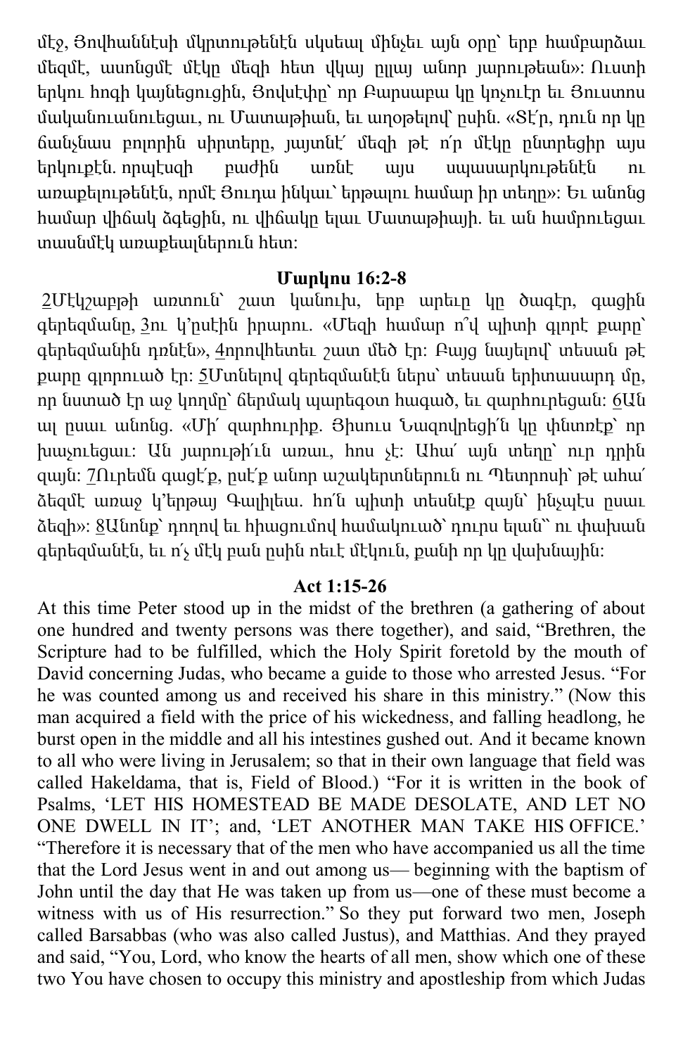մէջ, Յովհաննէսի մկրտութենէն սկսեալ մինչեւ այն օրը՝ երբ համբարձաւ մեզմէ, ասոնցմէ մէկը մեզի հետ վկայ ըլլայ անոր յարութեան»: Ուստի երկու հոգի կայնեցուցին, Յովսէփը՝ որ Բարսաբա կը կոչուէր եւ Յուստոս մականուանուեցաւ, ու Մատաթիան, եւ աղօթելով՝ ըսին. «Տէ՛ր, դուն որ կը ճանչնաս բոլորին սիրտերը, յայտնէ՛ մեզի թէ ո՛ր մէկը ընտրեցիր այս երկուքէն. որպէսզի բաժին առնէ այս սպասարկութենէն ու առաքելութենէն, որմէ Յուդա ինկաւ՝ երթալու համար իր տեղը»: Եւ անոնց համար վիճակ ձգեցին, ու վիճակը ելաւ Մատաթիայի. եւ ան համրուեցաւ տասնմէկ առաքեալներուն հետ:

**Մարկոս 16:2-8**

2Մէկշաբթի առտուն՝ շատ կանուխ, երբ արեւը կը ծագէր, գացին գերեզմանը, 3ու կ՚ըսէին իրարու. «Մեզի համար ո՞վ պիտի գլորէ քարը՝ գերեզմանին դռնէն», 4որովհետեւ շատ մեծ էր: Բայց նայելով՝ տեսան թէ քարը գլորուած էր: 5Մտնելով գերեզմանէն ներս՝ տեսան երիտասարդ մը, որ նստած էր աջ կողմը՝ ճերմակ պարեգօտ հագած, եւ զարհուրեցան: 6Ան ալ ըսաւ անոնց. «Մի՛ զարհուրիք. Յիսուս Նազովրեցի՛ն կը փնտռէք՝ որ խաչուեցաւ: Ան յարութի՛ւն առաւ, հոս չէ: Ահա՛ այն տեղը՝ ուր դրին զայն: 7Ուրեմն գացէ՛ք, ըսէ՛ք անոր աշակերտներուն ու Պետրոսի՝ թէ ահա՛ ձեզմէ առաջ կ՚երթայ Գալիլեա. հո՛ն պիտի տեսնէք զայն՝ ինչպէս ըսաւ ձեզի»: 8Անոնք՝ դողով եւ հիացումով համակուած՝ դուրս ելան՝ ու փախան գերեզմանէն, եւ ո՛չ մէկ բան ըսին ոեւէ մէկուն, քանի որ կը վախնային:

**Act 1:15-26**

At this time Peter stood up in the midst of the brethren (a gathering of about one hundred and twenty persons was there together), and said, “Brethren, the Scripture had to be fulfilled, which the Holy Spirit foretold by the mouth of David concerning Judas, who became a guide to those who arrested Jesus. “For he was counted among us and received his share in this ministry.” (Now this man acquired a field with the price of his wickedness, and falling headlong, he burst open in the middle and all his intestines gushed out. And it became known to all who were living in Jerusalem; so that in their own language that field was called Hakeldama, that is, Field of Blood.) “For it is written in the book of Psalms, ‘LET HIS HOMESTEAD BE MADE DESOLATE, AND LET NO ONE DWELL IN IT’; and, ‘LET ANOTHER MAN TAKE HIS OFFICE.’ “Therefore it is necessary that of the men who have accompanied us all the time that the Lord Jesus went in and out among us— beginning with the baptism of John until the day that He was taken up from us—one of these must become a witness with us of His resurrection.” So they put forward two men, Joseph called Barsabbas (who was also called Justus), and Matthias. And they prayed and said, “You, Lord, who know the hearts of all men, show which one of these two You have chosen to occupy this ministry and apostleship from which Judas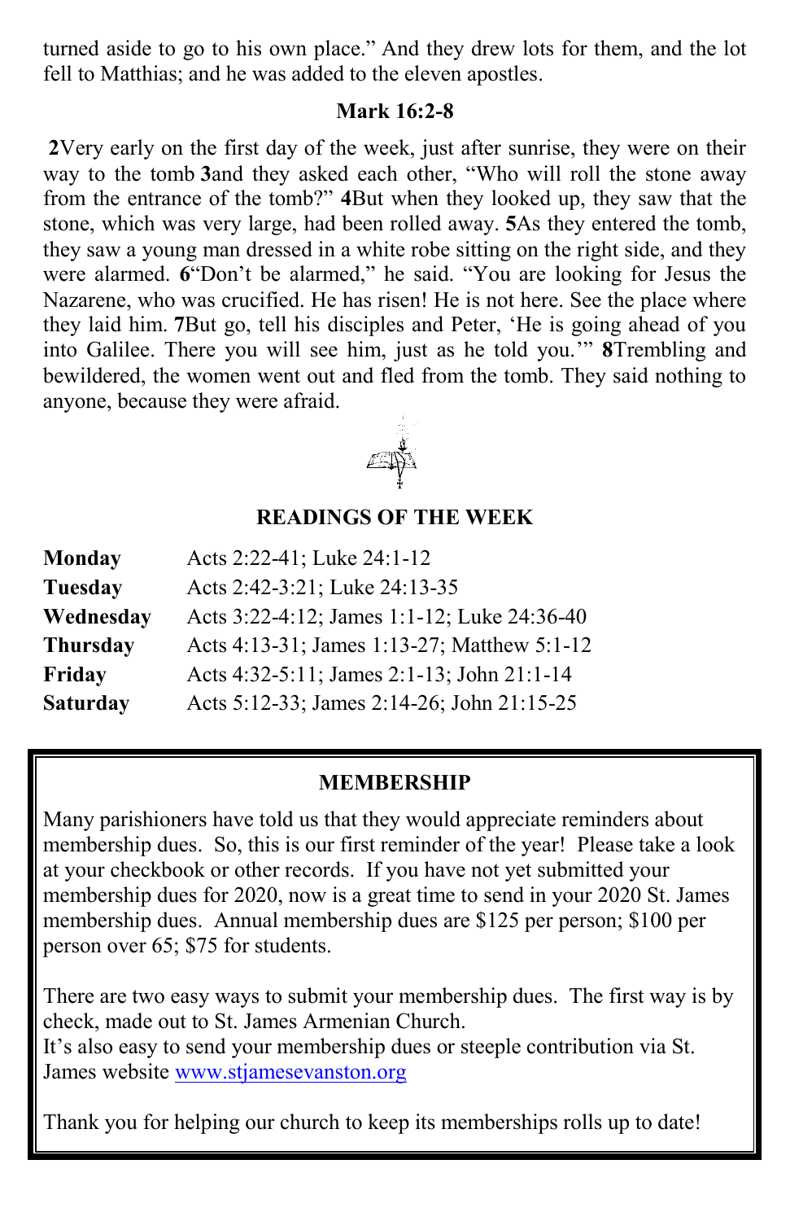turned aside to go to his own place." And they drew lots for them, and the lot fell to Matthias; and he was added to the eleven apostles.

### Mark 16:2-8

**2**Very early on the first day of the week, just after sunrise, they were on their way to the tomb **3**and they asked each other, "Who will roll the stone away from the entrance of the tomb?" **4**But when they looked up, they saw that the stone, which was very large, had been rolled away. **5**As they entered the tomb, they saw a young man dressed in a white robe sitting on the right side, and they were alarmed. **6**"Don't be alarmed," he said. "You are looking for Jesus the Nazarene, who was crucified. He has risen! He is not here. See the place where they laid him. **7**But go, tell his disciples and Peter, 'He is going ahead of you into Galilee. There you will see him, just as he told you.'" **8**Trembling and bewildered, the women went out and fled from the tomb. They said nothing to anyone, because they were afraid.

### READINGS OF THE WEEK

| | |
|---|---|
| **Monday** | Acts 2:22-41; Luke 24:1-12 |
| **Tuesday** | Acts 2:42-3:21; Luke 24:13-35 |
| **Wednesday** | Acts 3:22-4:12; James 1:1-12; Luke 24:36-40 |
| **Thursday** | Acts 4:13-31; James 1:13-27; Matthew 5:1-12 |
| **Friday** | Acts 4:32-5:11; James 2:1-13; John 21:1-14 |
| **Saturday** | Acts 5:12-33; James 2:14-26; John 21:15-25 |

### MEMBERSHIP

Many parishioners have told us that they would appreciate reminders about membership dues. So, this is our first reminder of the year! Please take a look at your checkbook or other records. If you have not yet submitted your membership dues for 2020, now is a great time to send in your 2020 St. James membership dues. Annual membership dues are $125 per person; $100 per person over 65; $75 for students.

There are two easy ways to submit your membership dues. The first way is by check, made out to St. James Armenian Church.
It's also easy to send your membership dues or steeple contribution via St. James website www.stjamesevanston.org

Thank you for helping our church to keep its memberships rolls up to date!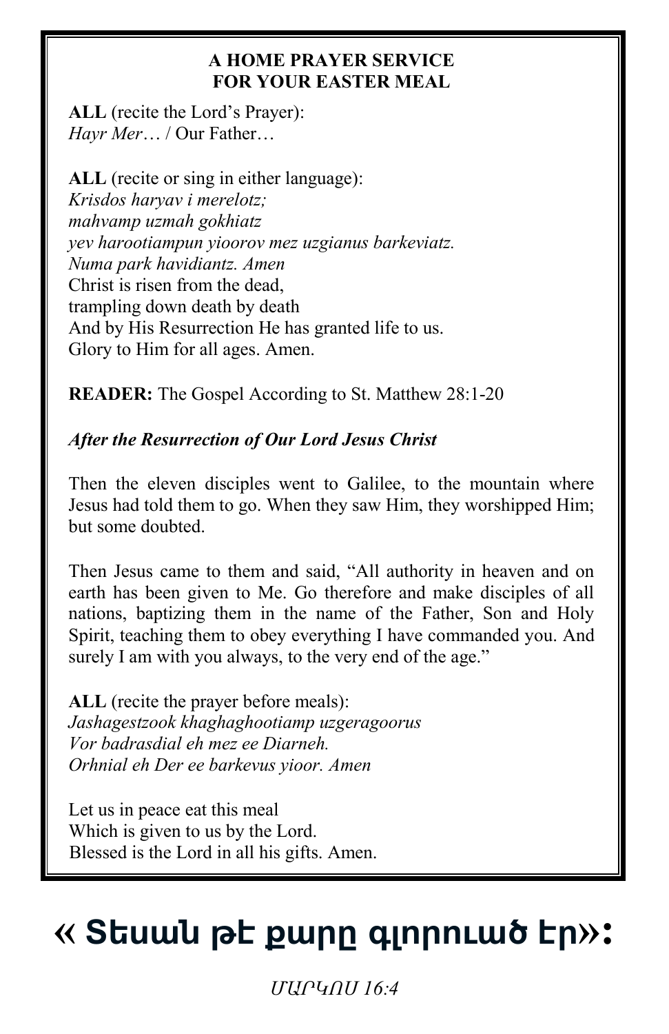## A HOME PRAYER SERVICE FOR YOUR EASTER MEAL

**ALL** (recite the Lord's Prayer):
*Hayr Mer*… / Our Father…

**ALL** (recite or sing in either language):
*Krisdos haryav i merelotz;*
*mahvamp uzmah gokhiatz*
*yev harootiampun yioorov mez uzgianus barkeviatz.*
*Numa park havidiantz. Amen*
Christ is risen from the dead,
trampling down death by death
And by His Resurrection He has granted life to us.
Glory to Him for all ages. Amen.

**READER:** The Gospel According to St. Matthew 28:1-20

***After the Resurrection of Our Lord Jesus Christ***

Then the eleven disciples went to Galilee, to the mountain where Jesus had told them to go. When they saw Him, they worshipped Him; but some doubted.

Then Jesus came to them and said, "All authority in heaven and on earth has been given to Me. Go therefore and make disciples of all nations, baptizing them in the name of the Father, Son and Holy Spirit, teaching them to obey everything I have commanded you. And surely I am with you always, to the very end of the age."

**ALL** (recite the prayer before meals):
*Jashagestzook khaghaghootiamp uzgeragoorus*
*Vor badrasdial eh mez ee Diarneh.*
*Orhnial eh Der ee barkevus yioor. Amen*

Let us in peace eat this meal
Which is given to us by the Lord.
Blessed is the Lord in all his gifts. Amen.

# « Տեսան թէ քարը գլորուած էր»:

*ՄԱՐԿՈՍ 16:4*